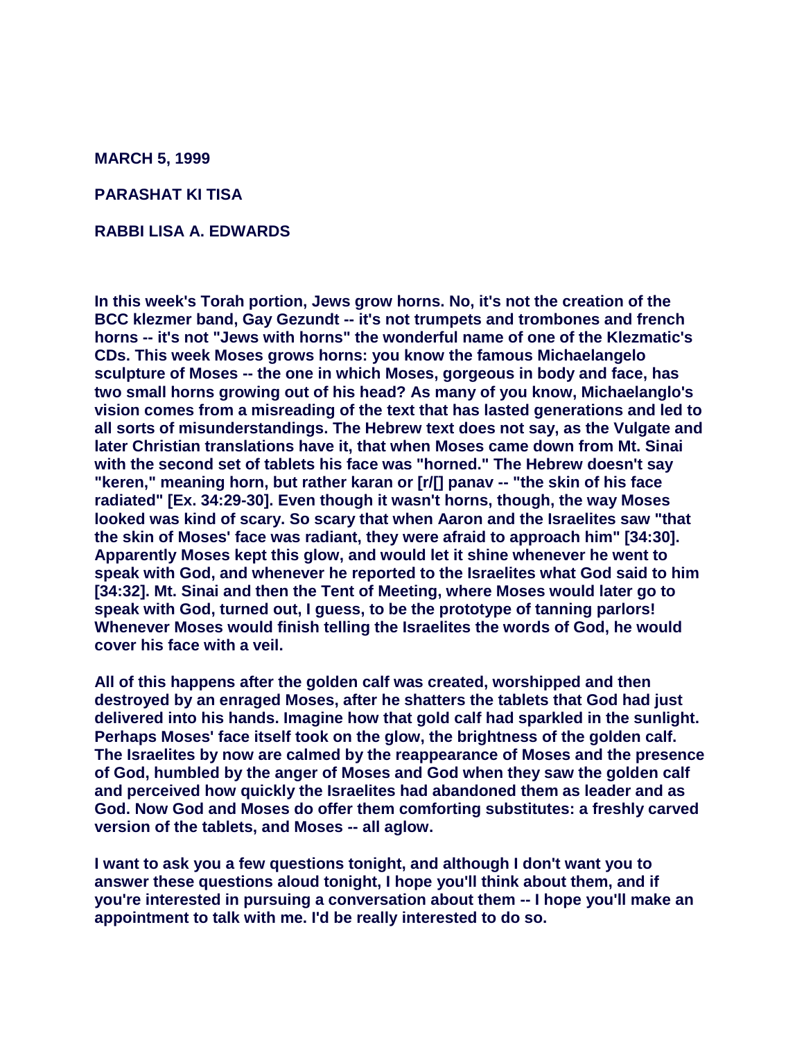**MARCH 5, 1999**

**PARASHAT KI TISA**

**RABBI LISA A. EDWARDS**

**In this week's Torah portion, Jews grow horns. No, it's not the creation of the BCC klezmer band, Gay Gezundt -- it's not trumpets and trombones and french horns -- it's not "Jews with horns" the wonderful name of one of the Klezmatic's CDs. This week Moses grows horns: you know the famous Michaelangelo sculpture of Moses -- the one in which Moses, gorgeous in body and face, has two small horns growing out of his head? As many of you know, Michaelanglo's vision comes from a misreading of the text that has lasted generations and led to all sorts of misunderstandings. The Hebrew text does not say, as the Vulgate and later Christian translations have it, that when Moses came down from Mt. Sinai with the second set of tablets his face was "horned." The Hebrew doesn't say "keren," meaning horn, but rather karan or [r/[] panav -- "the skin of his face radiated" [Ex. 34:29-30]. Even though it wasn't horns, though, the way Moses looked was kind of scary. So scary that when Aaron and the Israelites saw "that the skin of Moses' face was radiant, they were afraid to approach him" [34:30]. Apparently Moses kept this glow, and would let it shine whenever he went to speak with God, and whenever he reported to the Israelites what God said to him [34:32]. Mt. Sinai and then the Tent of Meeting, where Moses would later go to speak with God, turned out, I guess, to be the prototype of tanning parlors! Whenever Moses would finish telling the Israelites the words of God, he would cover his face with a veil.**

**All of this happens after the golden calf was created, worshipped and then destroyed by an enraged Moses, after he shatters the tablets that God had just delivered into his hands. Imagine how that gold calf had sparkled in the sunlight. Perhaps Moses' face itself took on the glow, the brightness of the golden calf. The Israelites by now are calmed by the reappearance of Moses and the presence of God, humbled by the anger of Moses and God when they saw the golden calf and perceived how quickly the Israelites had abandoned them as leader and as God. Now God and Moses do offer them comforting substitutes: a freshly carved version of the tablets, and Moses -- all aglow.**

**I want to ask you a few questions tonight, and although I don't want you to answer these questions aloud tonight, I hope you'll think about them, and if you're interested in pursuing a conversation about them -- I hope you'll make an appointment to talk with me. I'd be really interested to do so.**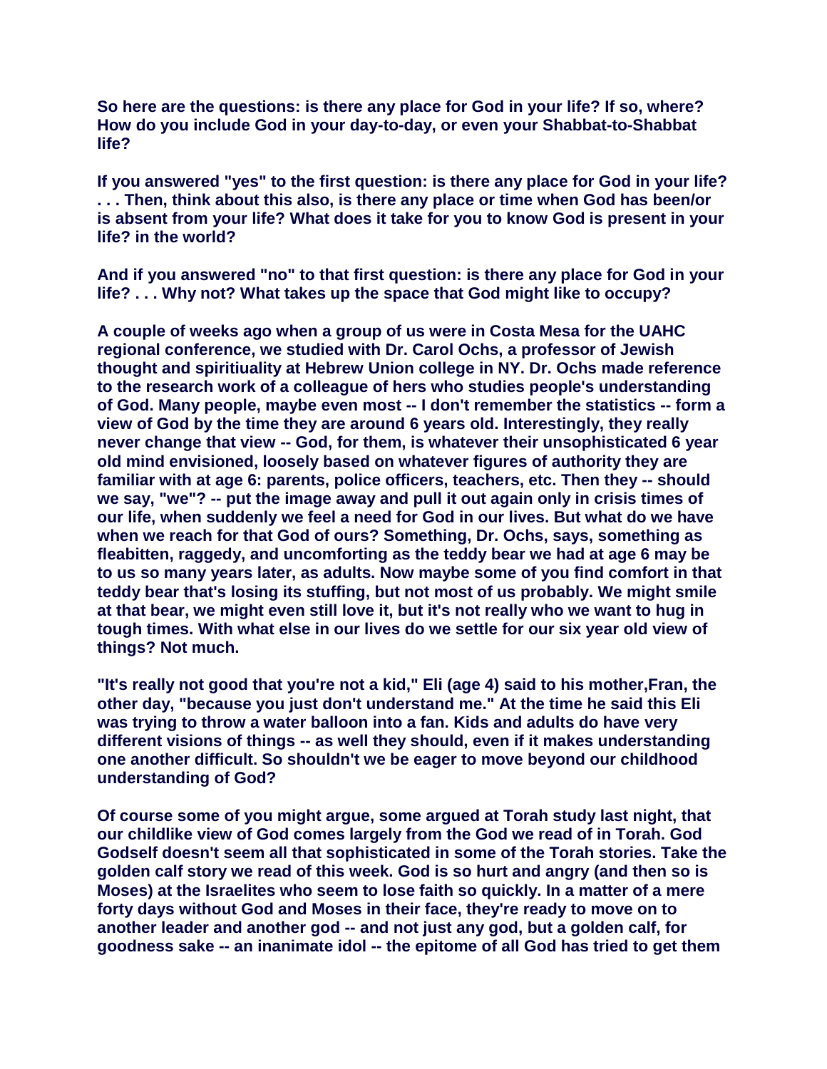**So here are the questions: is there any place for God in your life? If so, where? How do you include God in your day-to-day, or even your Shabbat-to-Shabbat life?**

**If you answered "yes" to the first question: is there any place for God in your life? . . . Then, think about this also, is there any place or time when God has been/or is absent from your life? What does it take for you to know God is present in your life? in the world?**

**And if you answered "no" to that first question: is there any place for God in your life? . . . Why not? What takes up the space that God might like to occupy?**

**A couple of weeks ago when a group of us were in Costa Mesa for the UAHC regional conference, we studied with Dr. Carol Ochs, a professor of Jewish thought and spiritiuality at Hebrew Union college in NY. Dr. Ochs made reference to the research work of a colleague of hers who studies people's understanding of God. Many people, maybe even most -- I don't remember the statistics -- form a view of God by the time they are around 6 years old. Interestingly, they really never change that view -- God, for them, is whatever their unsophisticated 6 year old mind envisioned, loosely based on whatever figures of authority they are familiar with at age 6: parents, police officers, teachers, etc. Then they -- should we say, "we"? -- put the image away and pull it out again only in crisis times of our life, when suddenly we feel a need for God in our lives. But what do we have when we reach for that God of ours? Something, Dr. Ochs, says, something as fleabitten, raggedy, and uncomforting as the teddy bear we had at age 6 may be to us so many years later, as adults. Now maybe some of you find comfort in that teddy bear that's losing its stuffing, but not most of us probably. We might smile at that bear, we might even still love it, but it's not really who we want to hug in tough times. With what else in our lives do we settle for our six year old view of things? Not much.**

**"It's really not good that you're not a kid," Eli (age 4) said to his mother,Fran, the other day, "because you just don't understand me." At the time he said this Eli was trying to throw a water balloon into a fan. Kids and adults do have very different visions of things -- as well they should, even if it makes understanding one another difficult. So shouldn't we be eager to move beyond our childhood understanding of God?**

**Of course some of you might argue, some argued at Torah study last night, that our childlike view of God comes largely from the God we read of in Torah. God Godself doesn't seem all that sophisticated in some of the Torah stories. Take the golden calf story we read of this week. God is so hurt and angry (and then so is Moses) at the Israelites who seem to lose faith so quickly. In a matter of a mere forty days without God and Moses in their face, they're ready to move on to another leader and another god -- and not just any god, but a golden calf, for goodness sake -- an inanimate idol -- the epitome of all God has tried to get them**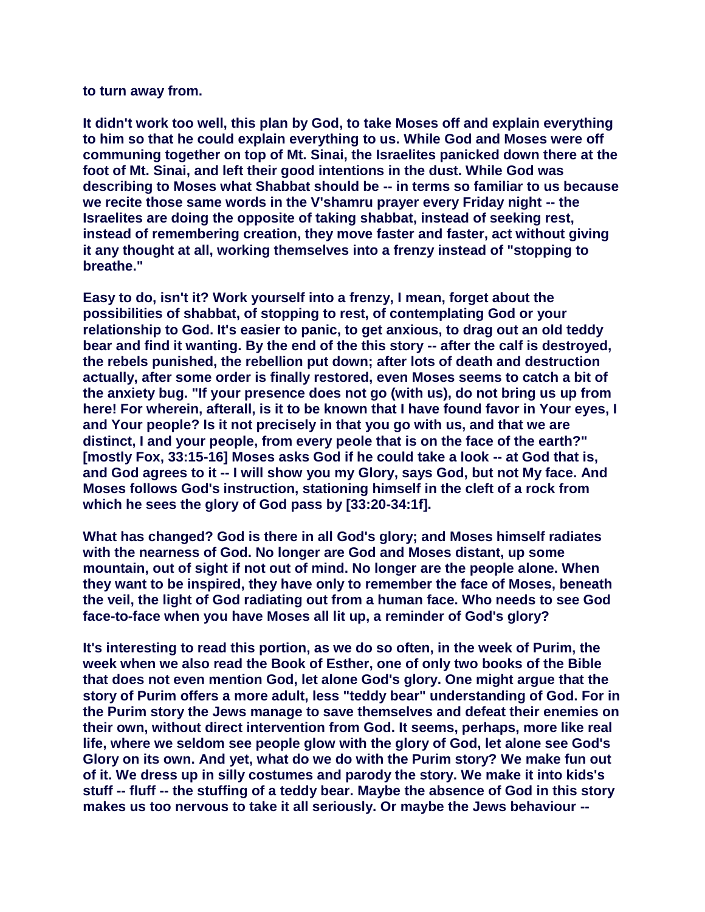**to turn away from.**

**It didn't work too well, this plan by God, to take Moses off and explain everything to him so that he could explain everything to us. While God and Moses were off communing together on top of Mt. Sinai, the Israelites panicked down there at the foot of Mt. Sinai, and left their good intentions in the dust. While God was describing to Moses what Shabbat should be -- in terms so familiar to us because we recite those same words in the V'shamru prayer every Friday night -- the Israelites are doing the opposite of taking shabbat, instead of seeking rest, instead of remembering creation, they move faster and faster, act without giving it any thought at all, working themselves into a frenzy instead of "stopping to breathe."**

**Easy to do, isn't it? Work yourself into a frenzy, I mean, forget about the possibilities of shabbat, of stopping to rest, of contemplating God or your relationship to God. It's easier to panic, to get anxious, to drag out an old teddy bear and find it wanting. By the end of the this story -- after the calf is destroyed, the rebels punished, the rebellion put down; after lots of death and destruction actually, after some order is finally restored, even Moses seems to catch a bit of the anxiety bug. "If your presence does not go (with us), do not bring us up from here! For wherein, afterall, is it to be known that I have found favor in Your eyes, I and Your people? Is it not precisely in that you go with us, and that we are distinct, I and your people, from every peole that is on the face of the earth?" [mostly Fox, 33:15-16] Moses asks God if he could take a look -- at God that is, and God agrees to it -- I will show you my Glory, says God, but not My face. And Moses follows God's instruction, stationing himself in the cleft of a rock from which he sees the glory of God pass by [33:20-34:1f].**

**What has changed? God is there in all God's glory; and Moses himself radiates with the nearness of God. No longer are God and Moses distant, up some mountain, out of sight if not out of mind. No longer are the people alone. When they want to be inspired, they have only to remember the face of Moses, beneath the veil, the light of God radiating out from a human face. Who needs to see God face-to-face when you have Moses all lit up, a reminder of God's glory?**

**It's interesting to read this portion, as we do so often, in the week of Purim, the week when we also read the Book of Esther, one of only two books of the Bible that does not even mention God, let alone God's glory. One might argue that the story of Purim offers a more adult, less "teddy bear" understanding of God. For in the Purim story the Jews manage to save themselves and defeat their enemies on their own, without direct intervention from God. It seems, perhaps, more like real life, where we seldom see people glow with the glory of God, let alone see God's Glory on its own. And yet, what do we do with the Purim story? We make fun out of it. We dress up in silly costumes and parody the story. We make it into kids's stuff -- fluff -- the stuffing of a teddy bear. Maybe the absence of God in this story makes us too nervous to take it all seriously. Or maybe the Jews behaviour --**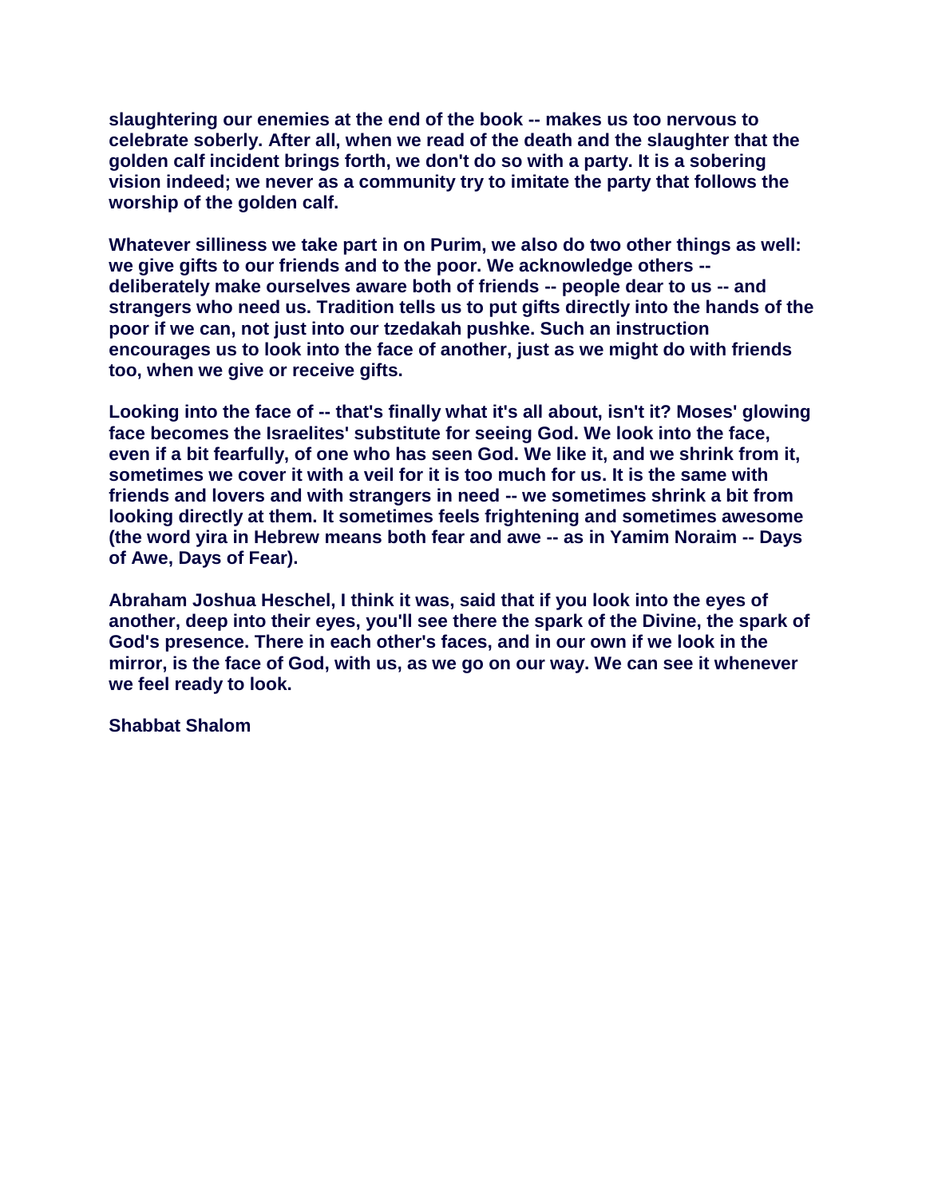**slaughtering our enemies at the end of the book -- makes us too nervous to celebrate soberly. After all, when we read of the death and the slaughter that the golden calf incident brings forth, we don't do so with a party. It is a sobering vision indeed; we never as a community try to imitate the party that follows the worship of the golden calf.**

**Whatever silliness we take part in on Purim, we also do two other things as well: we give gifts to our friends and to the poor. We acknowledge others -- deliberately make ourselves aware both of friends -- people dear to us -- and strangers who need us. Tradition tells us to put gifts directly into the hands of the poor if we can, not just into our tzedakah pushke. Such an instruction encourages us to look into the face of another, just as we might do with friends too, when we give or receive gifts.**

**Looking into the face of -- that's finally what it's all about, isn't it? Moses' glowing face becomes the Israelites' substitute for seeing God. We look into the face, even if a bit fearfully, of one who has seen God. We like it, and we shrink from it, sometimes we cover it with a veil for it is too much for us. It is the same with friends and lovers and with strangers in need -- we sometimes shrink a bit from looking directly at them. It sometimes feels frightening and sometimes awesome (the word yira in Hebrew means both fear and awe -- as in Yamim Noraim -- Days of Awe, Days of Fear).**

**Abraham Joshua Heschel, I think it was, said that if you look into the eyes of another, deep into their eyes, you'll see there the spark of the Divine, the spark of God's presence. There in each other's faces, and in our own if we look in the mirror, is the face of God, with us, as we go on our way. We can see it whenever we feel ready to look.**

**Shabbat Shalom**